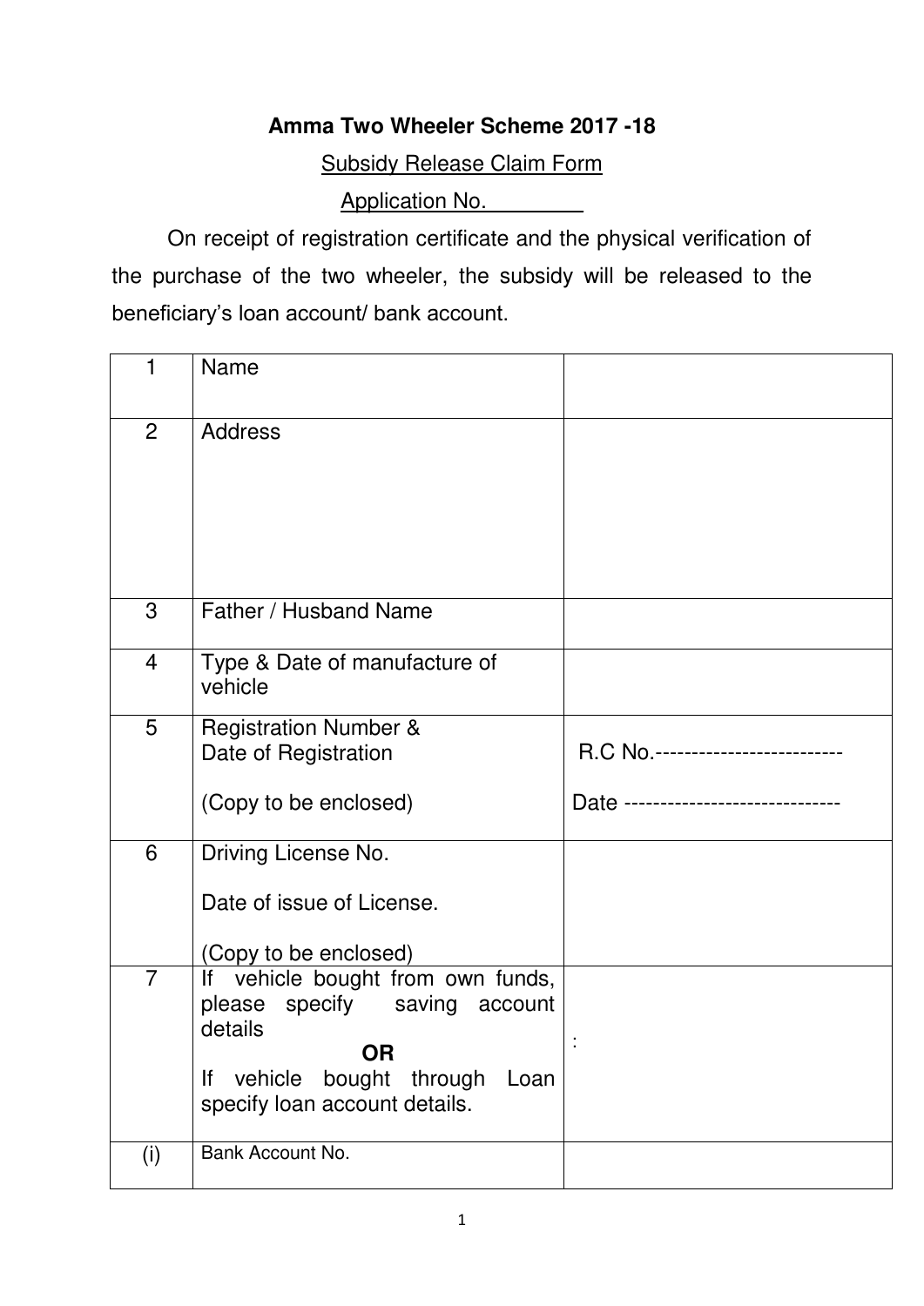**Amma Two Wheeler Scheme 2017 -18**

Subsidy Release Claim Form

Application No. ________

On receipt of registration certificate and the physical verification of the purchase of the two wheeler, the subsidy will be released to the beneficiary's loan account/ bank account.

| | | |
|---|---|---|
| 1 | Name | |
| 2 | Address | |
| 3 | Father / Husband Name | |
| 4 | Type & Date of manufacture of vehicle | |
| 5 | Registration Number & Date of Registration<br><br>(Copy to be enclosed) | R.C No.--------------------------<br><br>Date ------------------------------ |
| 6 | Driving License No.<br><br>Date of issue of License.<br><br>(Copy to be enclosed) | |
| 7 | If vehicle bought from own funds, please specify saving account details<br>**OR**<br>If vehicle bought through Loan specify loan account details. | : |
| (i) | Bank Account No. | |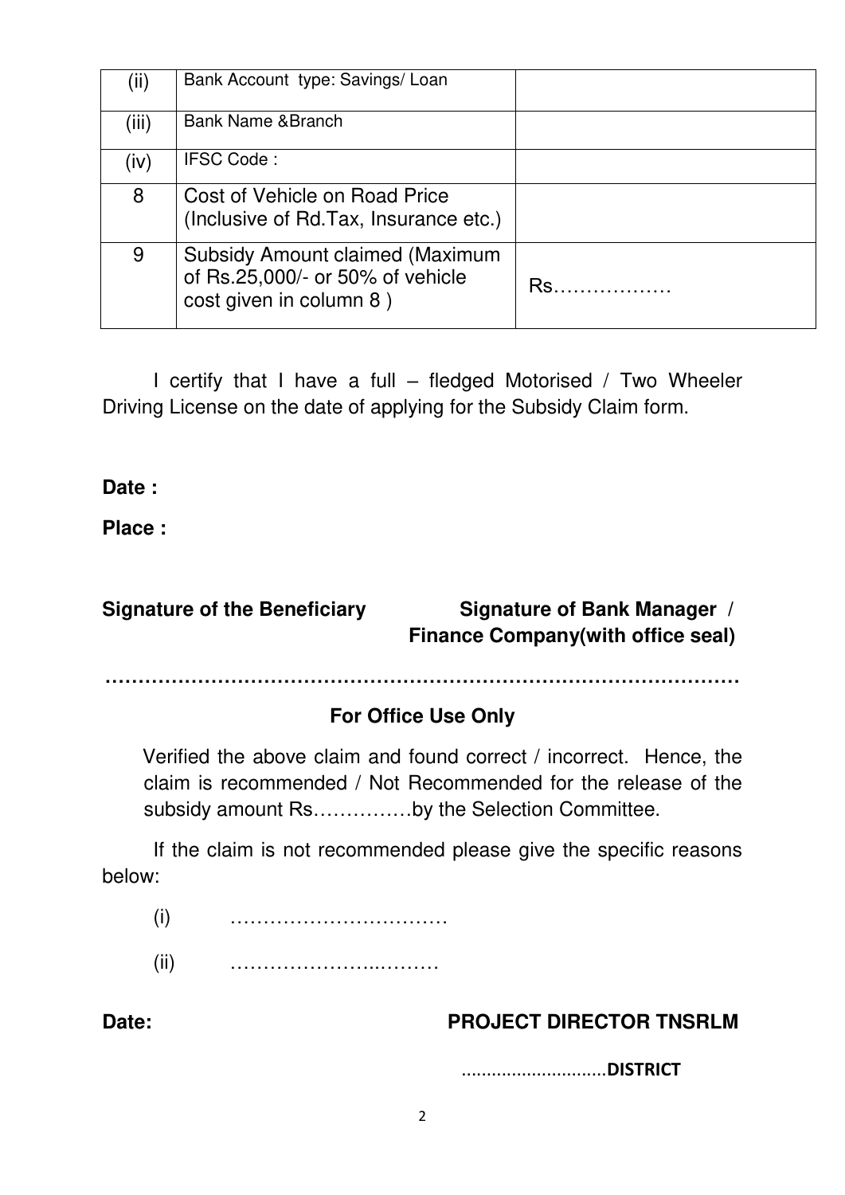| | | |
|---|---|---|
| (ii) | Bank Account type: Savings/ Loan | |
| (iii) | Bank Name &Branch | |
| (iv) | IFSC Code : | |
| 8 | Cost of Vehicle on Road Price (Inclusive of Rd.Tax, Insurance etc.) | |
| 9 | Subsidy Amount claimed (Maximum of Rs.25,000/- or 50% of vehicle cost given in column 8 ) | Rs……………… |

I certify that I have a full – fledged Motorised / Two Wheeler Driving License on the date of applying for the Subsidy Claim form.

**Date :**

**Place :**

**Signature of the Beneficiary** **Signature of Bank Manager / Finance Company(with office seal)**

…………………………………………………………………………………

**For Office Use Only**

Verified the above claim and found correct / incorrect. Hence, the claim is recommended / Not Recommended for the release of the subsidy amount Rs……………by the Selection Committee.

If the claim is not recommended please give the specific reasons below:

(i) ……………………………

(ii) ……………………..………

**Date:** **PROJECT DIRECTOR TNSRLM**

…………………………**DISTRICT**